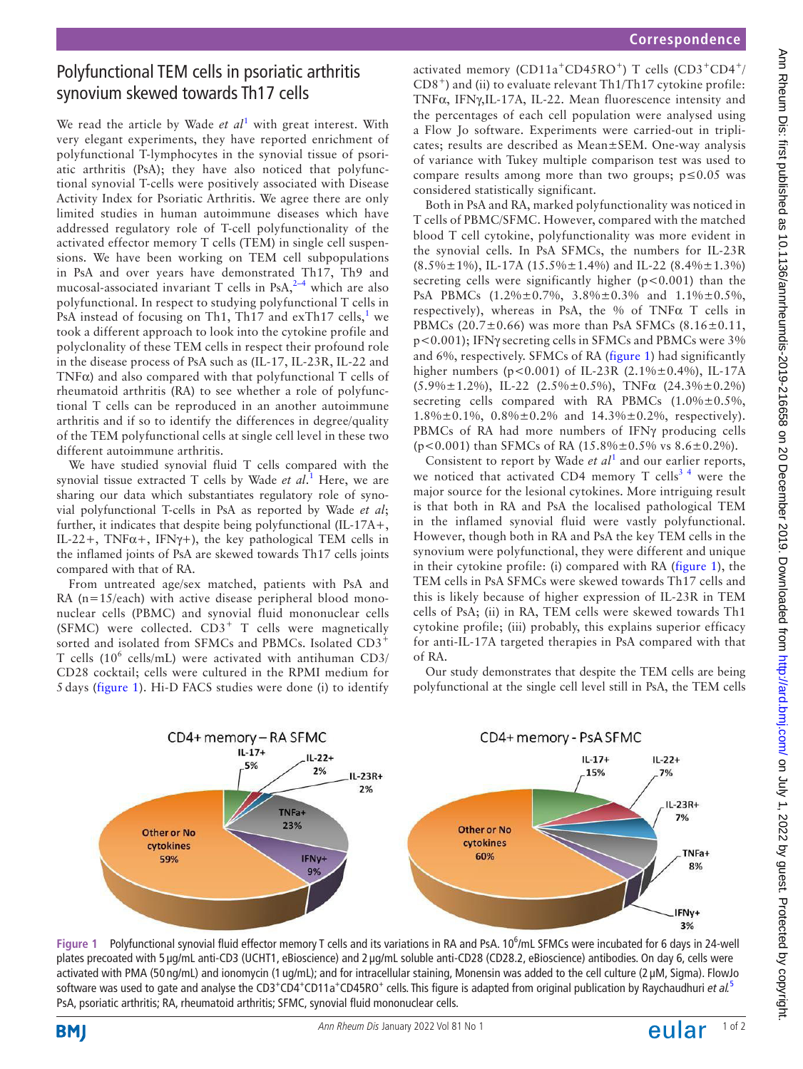# Polyfunctional TEM cells in psoriatic arthritis synovium skewed towards Th17 cells

We read the article by Wade *et al*[1] with great interest. With very elegant experiments, they have reported enrichment of polyfunctional T-lymphocytes in the synovial tissue of psoriatic arthritis (PsA); they have also noticed that polyfunctional synovial T-cells were positively associated with Disease Activity Index for Psoriatic Arthritis. We agree there are only limited studies in human autoimmune diseases which have addressed regulatory role of T-cell polyfunctionality of the activated effector memory T cells (TEM) in single cell suspensions. We have been working on TEM cell subpopulations in PsA and over years have demonstrated Th17, Th9 and mucosal-associated invariant T cells in PsA,[2–4] which are also polyfunctional. In respect to studying polyfunctional T cells in PsA instead of focusing on Th1, Th17 and exTh17 cells,[1] we took a different approach to look into the cytokine profile and polyclonality of these TEM cells in respect their profound role in the disease process of PsA such as (IL-17, IL-23R, IL-22 and TNFα) and also compared with that polyfunctional T cells of rheumatoid arthritis (RA) to see whether a role of polyfunctional T cells can be reproduced in another autoimmune arthritis and if so to identify the differences in degree/quality of the TEM polyfunctional cells at single cell level in these two different autoimmune arthritis.

We have studied synovial fluid T cells compared with the synovial tissue extracted T cells by Wade *et al*.[1] Here, we are sharing our data which substantiates regulatory role of synovial polyfunctional T-cells in PsA as reported by Wade *et al*; further, it indicates that despite being polyfunctional (IL-17A+, IL-22+, TNFα+, IFNγ+), the key pathological TEM cells in the inflamed joints of PsA are skewed towards Th17 cells joints compared with that of RA.

From untreated age/sex matched, patients with PsA and RA (n=15/each) with active disease peripheral blood mononuclear cells (PBMC) and synovial fluid mononuclear cells (SFMC) were collected. $CD3^+$ T cells were magnetically sorted and isolated from SFMCs and PBMCs. Isolated $CD3^+$ T cells ($10^6$ cells/mL) were activated with antihuman CD3/CD28 cocktail; cells were cultured in the RPMI medium for 5 days (figure 1). Hi-D FACS studies were done (i) to identify activated memory ($CD11a^+CD45RO^+$) T cells ($CD3^+CD4^+$/$CD8^+$) and (ii) to evaluate relevant Th1/Th17 cytokine profile: TNFα, IFNγ, IL-17A, IL-22. Mean fluorescence intensity and the percentages of each cell population were analysed using a Flow Jo software. Experiments were carried-out in triplicates; results are described as Mean±SEM. One-way analysis of variance with Tukey multiple comparison test was used to compare results among more than two groups; $p \leq 0.05$ was considered statistically significant.

Both in PsA and RA, marked polyfunctionality was noticed in T cells of PBMC/SFMC. However, compared with the matched blood T cell cytokine, polyfunctionality was more evident in the synovial cells. In PsA SFMCs, the numbers for IL-23R (8.5%±1%), IL-17A (15.5%±1.4%) and IL-22 (8.4%±1.3%) secreting cells were significantly higher ($p<0.001$) than the PsA PBMCs (1.2%±0.7%, 3.8%±0.3% and 1.1%±0.5%, respectively), whereas in PsA, the % of TNFα T cells in PBMCs (20.7±0.66) was more than PsA SFMCs (8.16±0.11, $p<0.001$); IFNγ secreting cells in SFMCs and PBMCs were 3% and 6%, respectively. SFMCs of RA (figure 1) had significantly higher numbers ($p<0.001$) of IL-23R (2.1%±0.4%), IL-17A (5.9%±1.2%), IL-22 (2.5%±0.5%), TNFα (24.3%±0.2%) secreting cells compared with RA PBMCs (1.0%±0.5%, 1.8%±0.1%, 0.8%±0.2% and 14.3%±0.2%, respectively). PBMCs of RA had more numbers of IFNγ producing cells ($p<0.001$) than SFMCs of RA (15.8%±0.5% vs 8.6±0.2%).

Consistent to report by Wade *et al*[1] and our earlier reports, we noticed that activated CD4 memory T cells[3 4] were the major source for the lesional cytokines. More intriguing result is that both in RA and PsA the localised pathological TEM in the inflamed synovial fluid were vastly polyfunctional. However, though both in RA and PsA the key TEM cells in the synovium were polyfunctional, they were different and unique in their cytokine profile: (i) compared with RA (figure 1), the TEM cells in PsA SFMCs were skewed towards Th17 cells and this is likely because of higher expression of IL-23R in TEM cells of PsA; (ii) in RA, TEM cells were skewed towards Th1 cytokine profile; (iii) probably, this explains superior efficacy for anti-IL-17A targeted therapies in PsA compared with that of RA.

Our study demonstrates that despite the TEM cells are being polyfunctional at the single cell level still in PsA, the TEM cells

**Figure 1** Polyfunctional synovial fluid effector memory T cells and its variations in RA and PsA. $10^6$/mL SFMCs were incubated for 6 days in 24-well plates precoated with 5 µg/mL anti-CD3 (UCHT1, eBioscience) and 2 µg/mL soluble anti-CD28 (CD28.2, eBioscience) antibodies. On day 6, cells were activated with PMA (50 ng/mL) and ionomycin (1 ug/mL); and for intracellular staining, Monensin was added to the cell culture (2 µM, Sigma). FlowJo software was used to gate and analyse the $CD3^+CD4^+CD11a^+CD45RO^+$ cells. This figure is adapted from original publication by Raychaudhuri *et al*.[5] PsA, psoriatic arthritis; RA, rheumatoid arthritis; SFMC, synovial fluid mononuclear cells.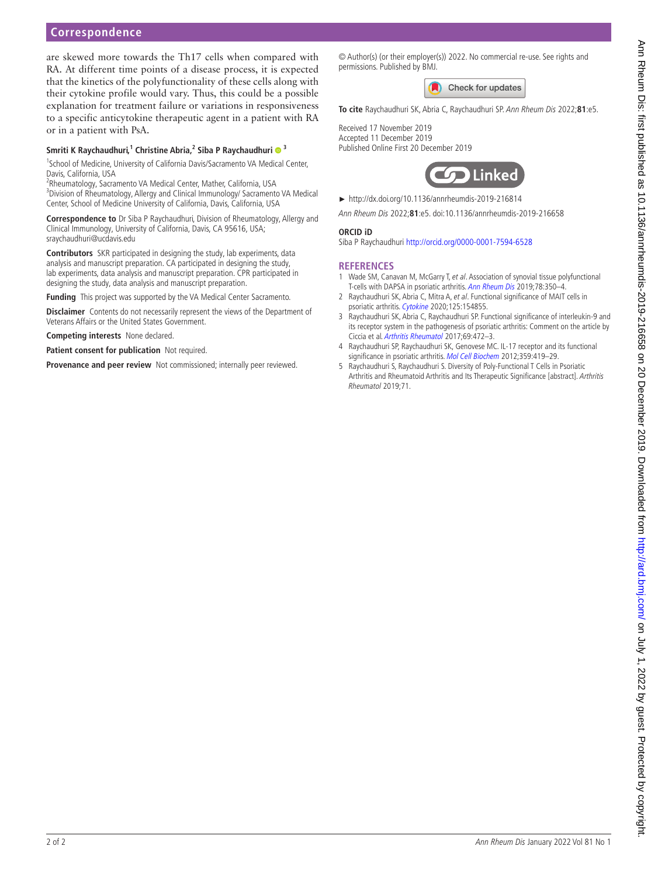are skewed more towards the Th17 cells when compared with RA. At different time points of a disease process, it is expected that the kinetics of the polyfunctionality of these cells along with their cytokine profile would vary. Thus, this could be a possible explanation for treatment failure or variations in responsiveness to a specific anticytokine therapeutic agent in a patient with RA or in a patient with PsA.

**Smriti K Raychaudhuri,[1] Christine Abria,[2] Siba P Raychaudhuri[3]**

[1]School of Medicine, University of California Davis/Sacramento VA Medical Center, Davis, California, USA
[2]Rheumatology, Sacramento VA Medical Center, Mather, California, USA
[3]Division of Rheumatology, Allergy and Clinical Immunology/ Sacramento VA Medical Center, School of Medicine University of California, Davis, California, USA

**Correspondence to** Dr Siba P Raychaudhuri, Division of Rheumatology, Allergy and Clinical Immunology, University of California, Davis, CA 95616, USA; sraychaudhuri@ucdavis.edu

**Contributors** SKR participated in designing the study, lab experiments, data analysis and manuscript preparation. CA participated in designing the study, lab experiments, data analysis and manuscript preparation. CPR participated in designing the study, data analysis and manuscript preparation.

**Funding** This project was supported by the VA Medical Center Sacramento.

**Disclaimer** Contents do not necessarily represent the views of the Department of Veterans Affairs or the United States Government.

**Competing interests** None declared.

**Patient consent for publication** Not required.

**Provenance and peer review** Not commissioned; internally peer reviewed.

© Author(s) (or their employer(s)) 2022. No commercial re-use. See rights and permissions. Published by BMJ.

**To cite** Raychaudhuri SK, Abria C, Raychaudhuri SP. *Ann Rheum Dis* 2022;**81**:e5.

Received 17 November 2019
Accepted 11 December 2019
Published Online First 20 December 2019

► http://dx.doi.org/10.1136/annrheumdis-2019-216814

*Ann Rheum Dis* 2022;**81**:e5. doi:10.1136/annrheumdis-2019-216658

**ORCID iD**

Siba P Raychaudhuri http://orcid.org/0000-0001-7594-6528

## REFERENCES

1. Wade SM, Canavan M, McGarry T, *et al*. Association of synovial tissue polyfunctional T-cells with DAPSA in psoriatic arthritis. *Ann Rheum Dis* 2019;78:350–4.
2. Raychaudhuri SK, Abria C, Mitra A, *et al*. Functional significance of MAIT cells in psoriatic arthritis. *Cytokine* 2020;125:154855.
3. Raychaudhuri SK, Abria C, Raychaudhuri SP. Functional significance of interleukin-9 and its receptor system in the pathogenesis of psoriatic arthritis: Comment on the article by Ciccia et al. *Arthritis Rheumatol* 2017;69:472–3.
4. Raychaudhuri SP, Raychaudhuri SK, Genovese MC. IL-17 receptor and its functional significance in psoriatic arthritis. *Mol Cell Biochem* 2012;359:419–29.
5. Raychaudhuri S, Raychaudhuri S. Diversity of Poly-Functional T Cells in Psoriatic Arthritis and Rheumatoid Arthritis and Its Therapeutic Significance [abstract]. *Arthritis Rheumatol* 2019;71.